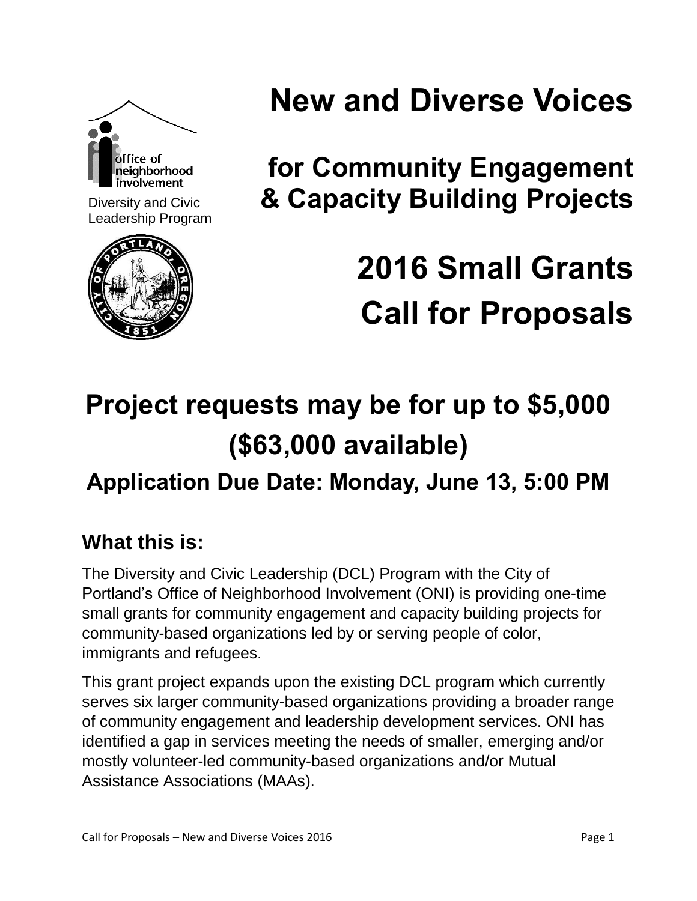office of neighborhood involvement

Diversity and Civic Leadership Program

# New and Diverse Voices

## for Community Engagement & Capacity Building Projects

# 2016 Small Grants Call for Proposals

## Project requests may be for up to $5,000 ($63,000 available)

### Application Due Date: Monday, June 13, 5:00 PM

## What this is:

The Diversity and Civic Leadership (DCL) Program with the City of Portland's Office of Neighborhood Involvement (ONI) is providing one-time small grants for community engagement and capacity building projects for community-based organizations led by or serving people of color, immigrants and refugees.

This grant project expands upon the existing DCL program which currently serves six larger community-based organizations providing a broader range of community engagement and leadership development services. ONI has identified a gap in services meeting the needs of smaller, emerging and/or mostly volunteer-led community-based organizations and/or Mutual Assistance Associations (MAAs).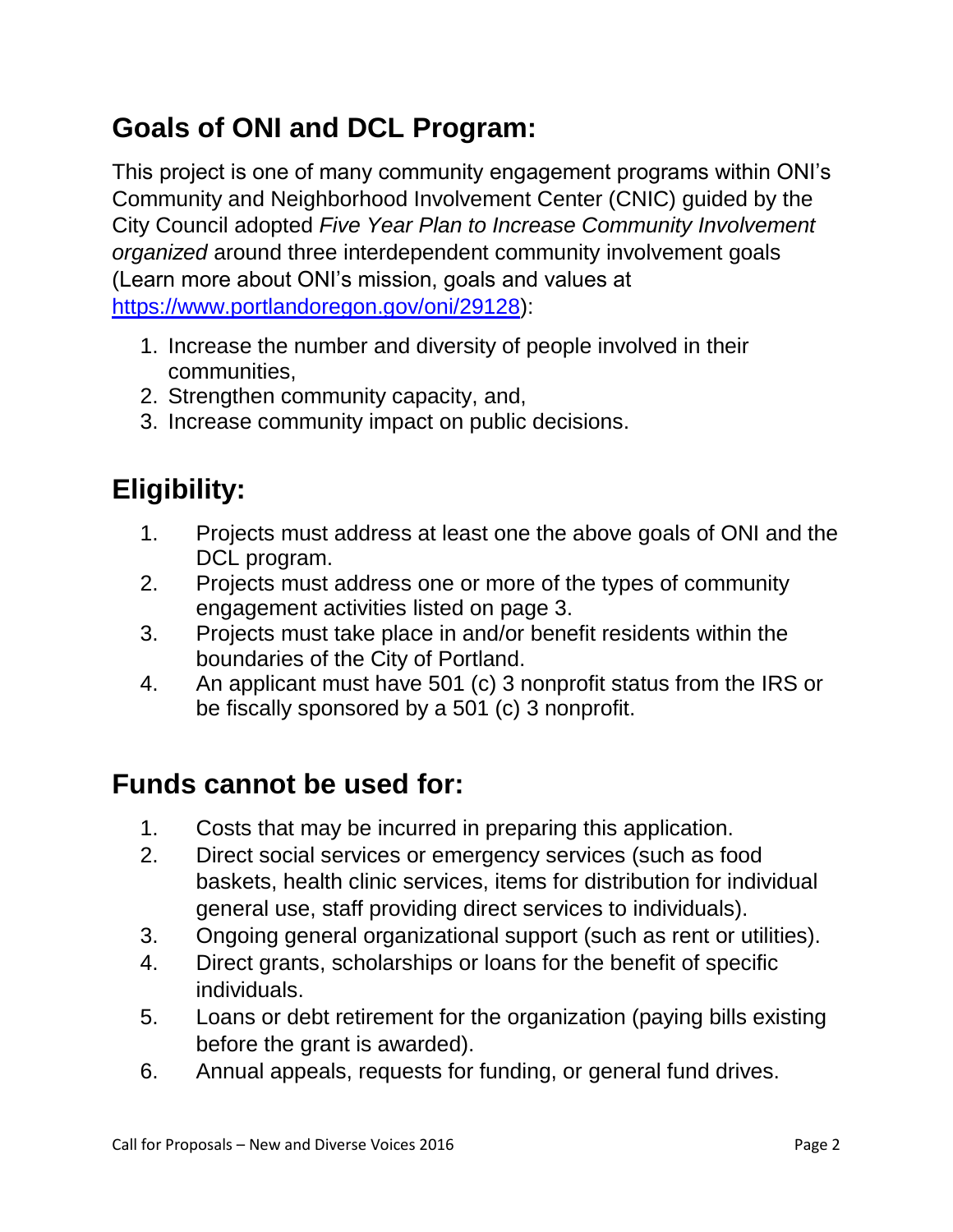## Goals of ONI and DCL Program:

This project is one of many community engagement programs within ONI's Community and Neighborhood Involvement Center (CNIC) guided by the City Council adopted *Five Year Plan to Increase Community Involvement organized* around three interdependent community involvement goals (Learn more about ONI's mission, goals and values at [https://www.portlandoregon.gov/oni/29128](https://www.portlandoregon.gov/oni/29128)):

1. Increase the number and diversity of people involved in their communities,
2. Strengthen community capacity, and,
3. Increase community impact on public decisions.

## Eligibility:

1. Projects must address at least one the above goals of ONI and the DCL program.
2. Projects must address one or more of the types of community engagement activities listed on page 3.
3. Projects must take place in and/or benefit residents within the boundaries of the City of Portland.
4. An applicant must have 501 (c) 3 nonprofit status from the IRS or be fiscally sponsored by a 501 (c) 3 nonprofit.

## Funds cannot be used for:

1. Costs that may be incurred in preparing this application.
2. Direct social services or emergency services (such as food baskets, health clinic services, items for distribution for individual general use, staff providing direct services to individuals).
3. Ongoing general organizational support (such as rent or utilities).
4. Direct grants, scholarships or loans for the benefit of specific individuals.
5. Loans or debt retirement for the organization (paying bills existing before the grant is awarded).
6. Annual appeals, requests for funding, or general fund drives.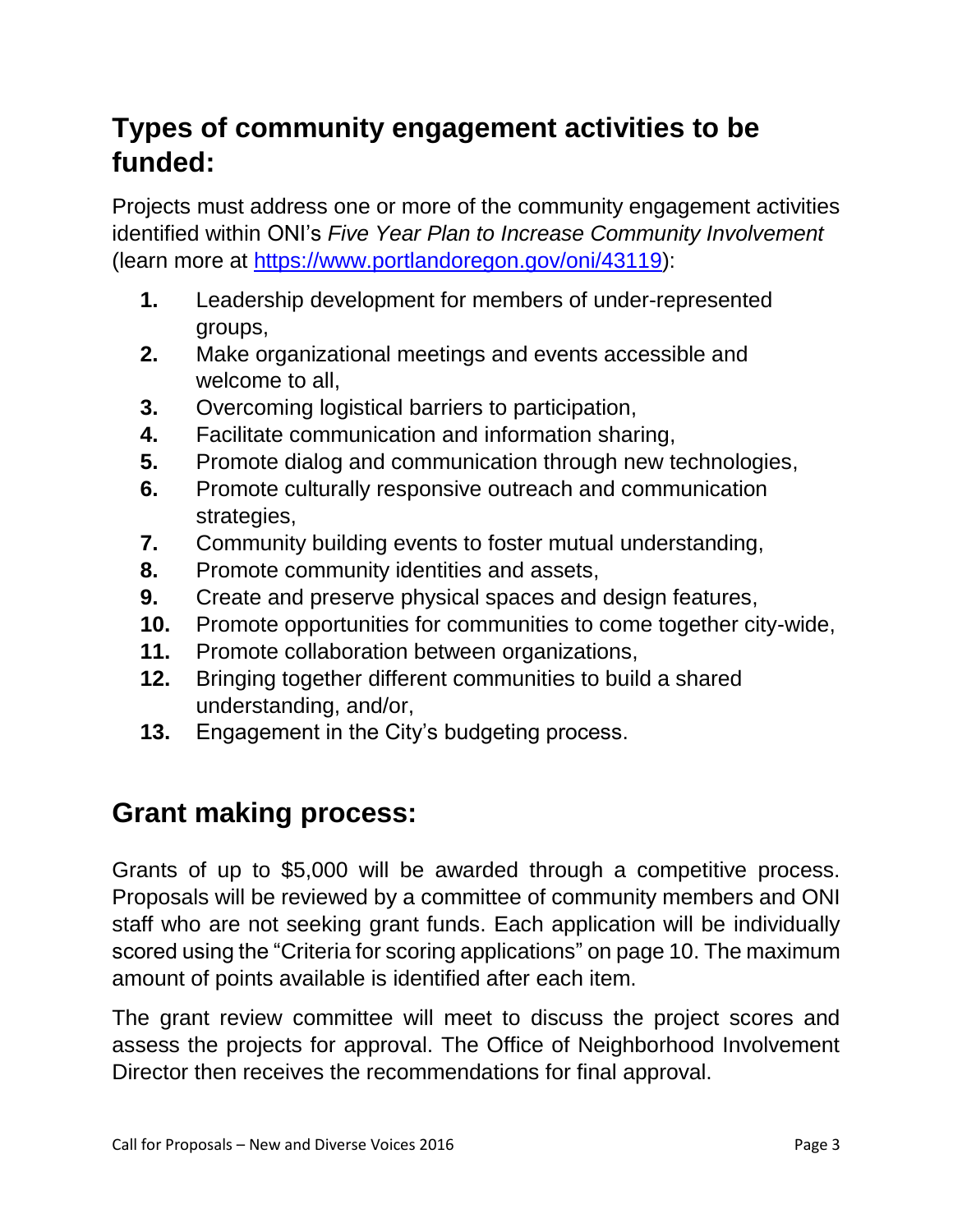## Types of community engagement activities to be funded:

Projects must address one or more of the community engagement activities identified within ONI's *Five Year Plan to Increase Community Involvement* (learn more at https://www.portlandoregon.gov/oni/43119):

1. Leadership development for members of under-represented groups,
2. Make organizational meetings and events accessible and welcome to all,
3. Overcoming logistical barriers to participation,
4. Facilitate communication and information sharing,
5. Promote dialog and communication through new technologies,
6. Promote culturally responsive outreach and communication strategies,
7. Community building events to foster mutual understanding,
8. Promote community identities and assets,
9. Create and preserve physical spaces and design features,
10. Promote opportunities for communities to come together city-wide,
11. Promote collaboration between organizations,
12. Bringing together different communities to build a shared understanding, and/or,
13. Engagement in the City's budgeting process.

## Grant making process:

Grants of up to $5,000 will be awarded through a competitive process. Proposals will be reviewed by a committee of community members and ONI staff who are not seeking grant funds. Each application will be individually scored using the "Criteria for scoring applications" on page 10. The maximum amount of points available is identified after each item.

The grant review committee will meet to discuss the project scores and assess the projects for approval. The Office of Neighborhood Involvement Director then receives the recommendations for final approval.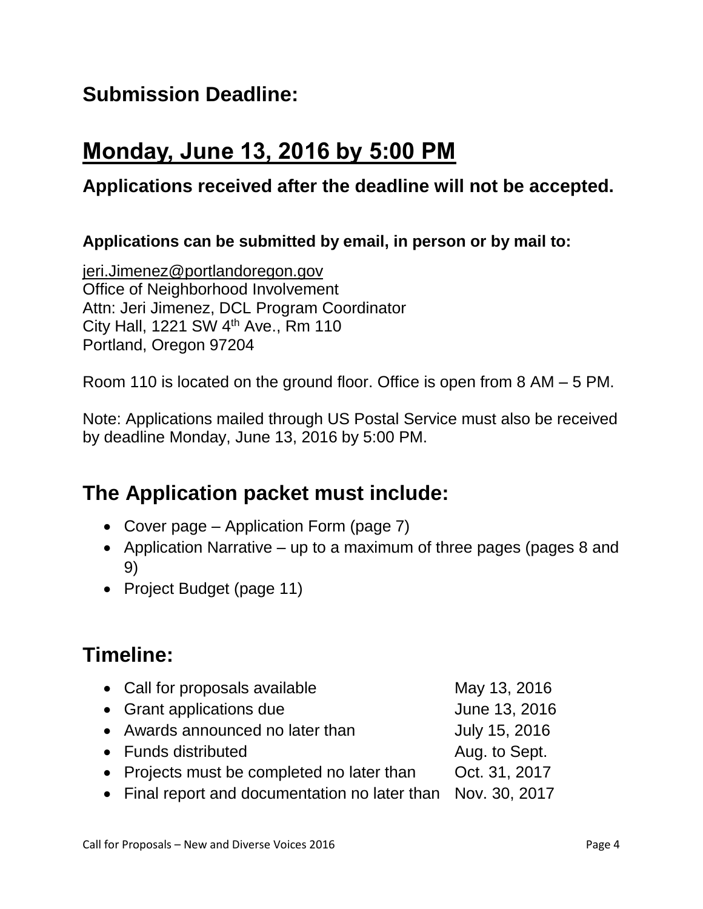## Submission Deadline:

# Monday, June 13, 2016 by 5:00 PM

### Applications received after the deadline will not be accepted.

**Applications can be submitted by email, in person or by mail to:**

jeri.Jimenez@portlandoregon.gov
Office of Neighborhood Involvement
Attn: Jeri Jimenez, DCL Program Coordinator
City Hall, 1221 SW 4th Ave., Rm 110
Portland, Oregon 97204

Room 110 is located on the ground floor. Office is open from 8 AM – 5 PM.

Note: Applications mailed through US Postal Service must also be received by deadline Monday, June 13, 2016 by 5:00 PM.

## The Application packet must include:

- Cover page – Application Form (page 7)
- Application Narrative – up to a maximum of three pages (pages 8 and 9)
- Project Budget (page 11)

## Timeline:

| | |
|---|---|
| • Call for proposals available | May 13, 2016 |
| • Grant applications due | June 13, 2016 |
| • Awards announced no later than | July 15, 2016 |
| • Funds distributed | Aug. to Sept. |
| • Projects must be completed no later than | Oct. 31, 2017 |
| • Final report and documentation no later than | Nov. 30, 2017 |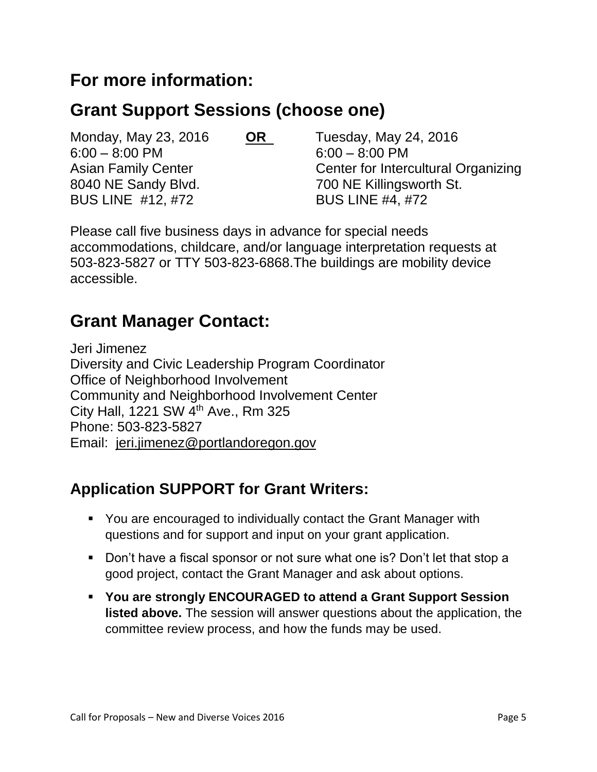## For more information:

## Grant Support Sessions (choose one)

Monday, May 23, 2016
6:00 – 8:00 PM
Asian Family Center
8040 NE Sandy Blvd.
BUS LINE #12, #72

**OR**

Tuesday, May 24, 2016
6:00 – 8:00 PM
Center for Intercultural Organizing
700 NE Killingsworth St.
BUS LINE #4, #72

Please call five business days in advance for special needs accommodations, childcare, and/or language interpretation requests at 503-823-5827 or TTY 503-823-6868.The buildings are mobility device accessible.

## Grant Manager Contact:

Jeri Jimenez
Diversity and Civic Leadership Program Coordinator
Office of Neighborhood Involvement
Community and Neighborhood Involvement Center
City Hall, 1221 SW 4th Ave., Rm 325
Phone: 503-823-5827
Email: jeri.jimenez@portlandoregon.gov

### Application SUPPORT for Grant Writers:

- You are encouraged to individually contact the Grant Manager with questions and for support and input on your grant application.
- Don't have a fiscal sponsor or not sure what one is? Don't let that stop a good project, contact the Grant Manager and ask about options.
- **You are strongly ENCOURAGED to attend a Grant Support Session listed above.** The session will answer questions about the application, the committee review process, and how the funds may be used.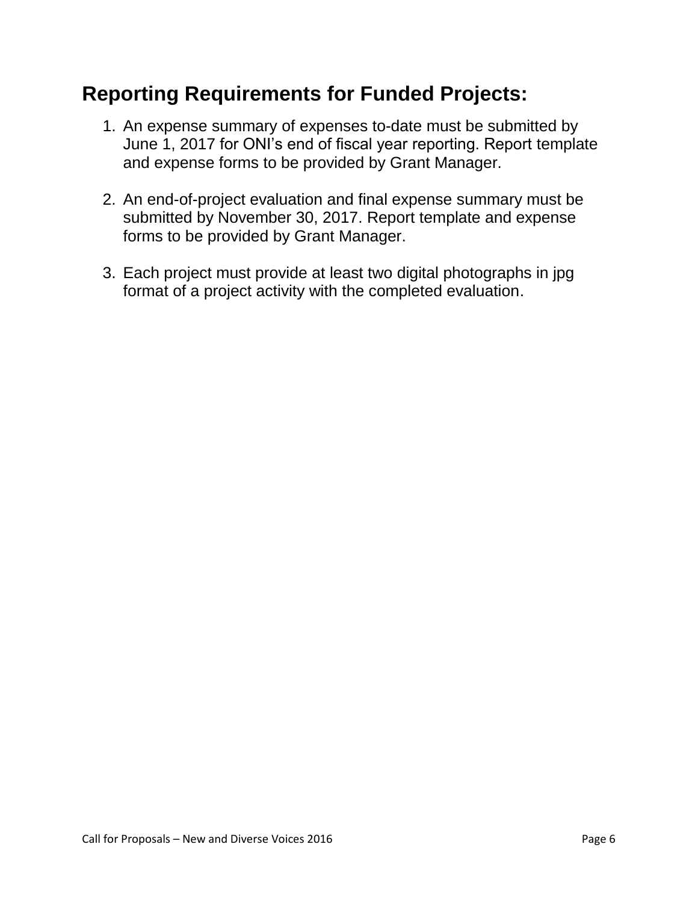## Reporting Requirements for Funded Projects:

1. An expense summary of expenses to-date must be submitted by June 1, 2017 for ONI's end of fiscal year reporting. Report template and expense forms to be provided by Grant Manager.

2. An end-of-project evaluation and final expense summary must be submitted by November 30, 2017. Report template and expense forms to be provided by Grant Manager.

3. Each project must provide at least two digital photographs in jpg format of a project activity with the completed evaluation.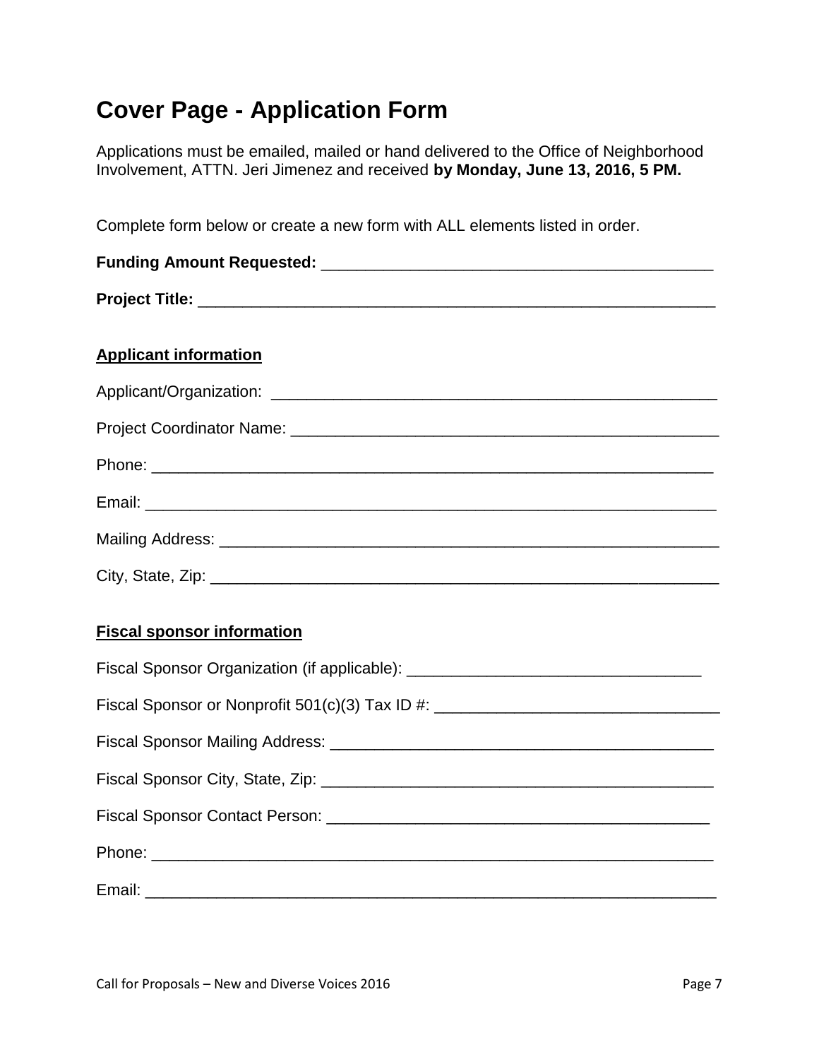# Cover Page - Application Form

Applications must be emailed, mailed or hand delivered to the Office of Neighborhood Involvement, ATTN. Jeri Jimenez and received **by Monday, June 13, 2016, 5 PM.**

Complete form below or create a new form with ALL elements listed in order.

**Funding Amount Requested:** _____________________________________________

**Project Title:** ___________________________________________________________

**Applicant information**

Applicant/Organization: ___________________________________________________

Project Coordinator Name: _________________________________________________

Phone: ________________________________________________________________

Email: _________________________________________________________________

Mailing Address: _________________________________________________________

City, State, Zip: __________________________________________________________

**Fiscal sponsor information**

Fiscal Sponsor Organization (if applicable): _________________________________

Fiscal Sponsor or Nonprofit 501(c)(3) Tax ID #: _______________________________

Fiscal Sponsor Mailing Address: ___________________________________________

Fiscal Sponsor City, State, Zip: ____________________________________________

Fiscal Sponsor Contact Person: ____________________________________________

Phone: ________________________________________________________________

Email: _________________________________________________________________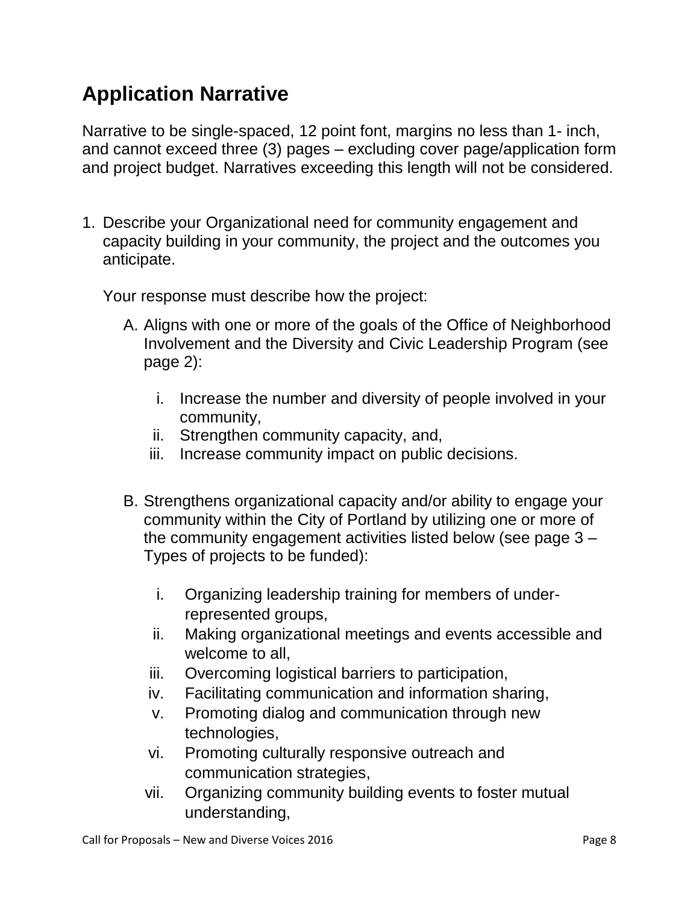## Application Narrative

Narrative to be single-spaced, 12 point font, margins no less than 1- inch, and cannot exceed three (3) pages – excluding cover page/application form and project budget. Narratives exceeding this length will not be considered.

1. Describe your Organizational need for community engagement and capacity building in your community, the project and the outcomes you anticipate.

   Your response must describe how the project:

   A. Aligns with one or more of the goals of the Office of Neighborhood Involvement and the Diversity and Civic Leadership Program (see page 2):

      i. Increase the number and diversity of people involved in your community,
      ii. Strengthen community capacity, and,
      iii. Increase community impact on public decisions.

   B. Strengthens organizational capacity and/or ability to engage your community within the City of Portland by utilizing one or more of the community engagement activities listed below (see page 3 – Types of projects to be funded):

      i. Organizing leadership training for members of under-represented groups,
      ii. Making organizational meetings and events accessible and welcome to all,
      iii. Overcoming logistical barriers to participation,
      iv. Facilitating communication and information sharing,
      v. Promoting dialog and communication through new technologies,
      vi. Promoting culturally responsive outreach and communication strategies,
      vii. Organizing community building events to foster mutual understanding,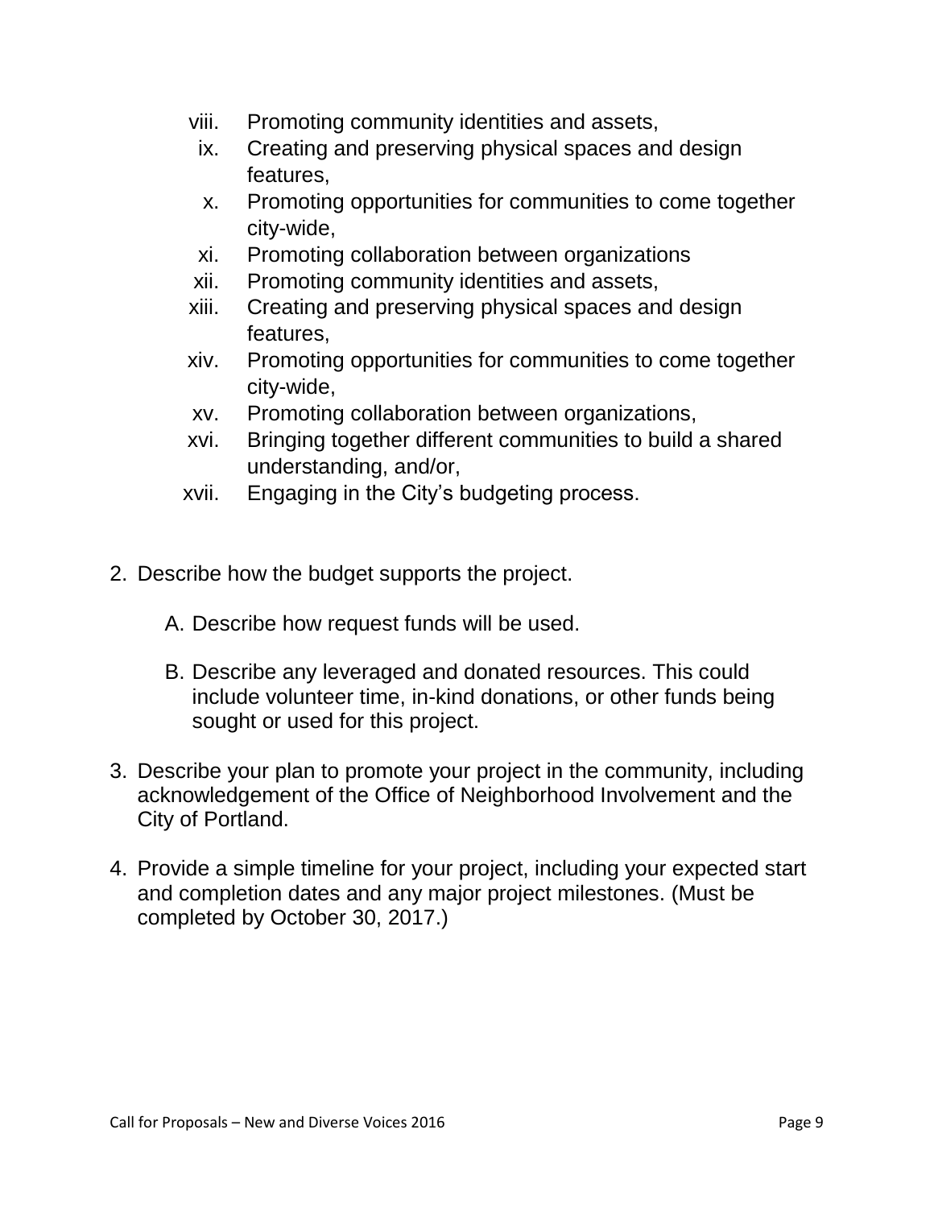viii. Promoting community identities and assets,
ix. Creating and preserving physical spaces and design features,
x. Promoting opportunities for communities to come together city-wide,
xi. Promoting collaboration between organizations
xii. Promoting community identities and assets,
xiii. Creating and preserving physical spaces and design features,
xiv. Promoting opportunities for communities to come together city-wide,
xv. Promoting collaboration between organizations,
xvi. Bringing together different communities to build a shared understanding, and/or,
xvii. Engaging in the City's budgeting process.

2. Describe how the budget supports the project.

   A. Describe how request funds will be used.

   B. Describe any leveraged and donated resources. This could include volunteer time, in-kind donations, or other funds being sought or used for this project.

3. Describe your plan to promote your project in the community, including acknowledgement of the Office of Neighborhood Involvement and the City of Portland.

4. Provide a simple timeline for your project, including your expected start and completion dates and any major project milestones. (Must be completed by October 30, 2017.)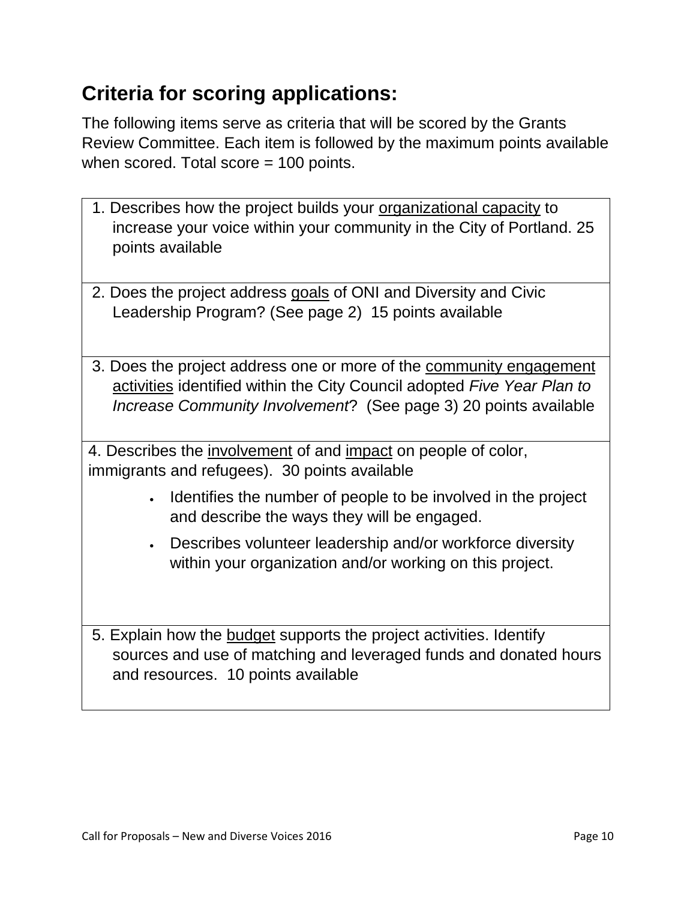## Criteria for scoring applications:

The following items serve as criteria that will be scored by the Grants Review Committee. Each item is followed by the maximum points available when scored. Total score = 100 points.

1. Describes how the project builds your <u>organizational capacity</u> to increase your voice within your community in the City of Portland. 25 points available

2. Does the project address <u>goals</u> of ONI and Diversity and Civic Leadership Program? (See page 2) 15 points available

3. Does the project address one or more of the <u>community engagement activities</u> identified within the City Council adopted *Five Year Plan to Increase Community Involvement*? (See page 3) 20 points available

4. Describes the <u>involvement</u> of and <u>impact</u> on people of color, immigrants and refugees). 30 points available
   - Identifies the number of people to be involved in the project and describe the ways they will be engaged.
   - Describes volunteer leadership and/or workforce diversity within your organization and/or working on this project.

5. Explain how the <u>budget</u> supports the project activities. Identify sources and use of matching and leveraged funds and donated hours and resources. 10 points available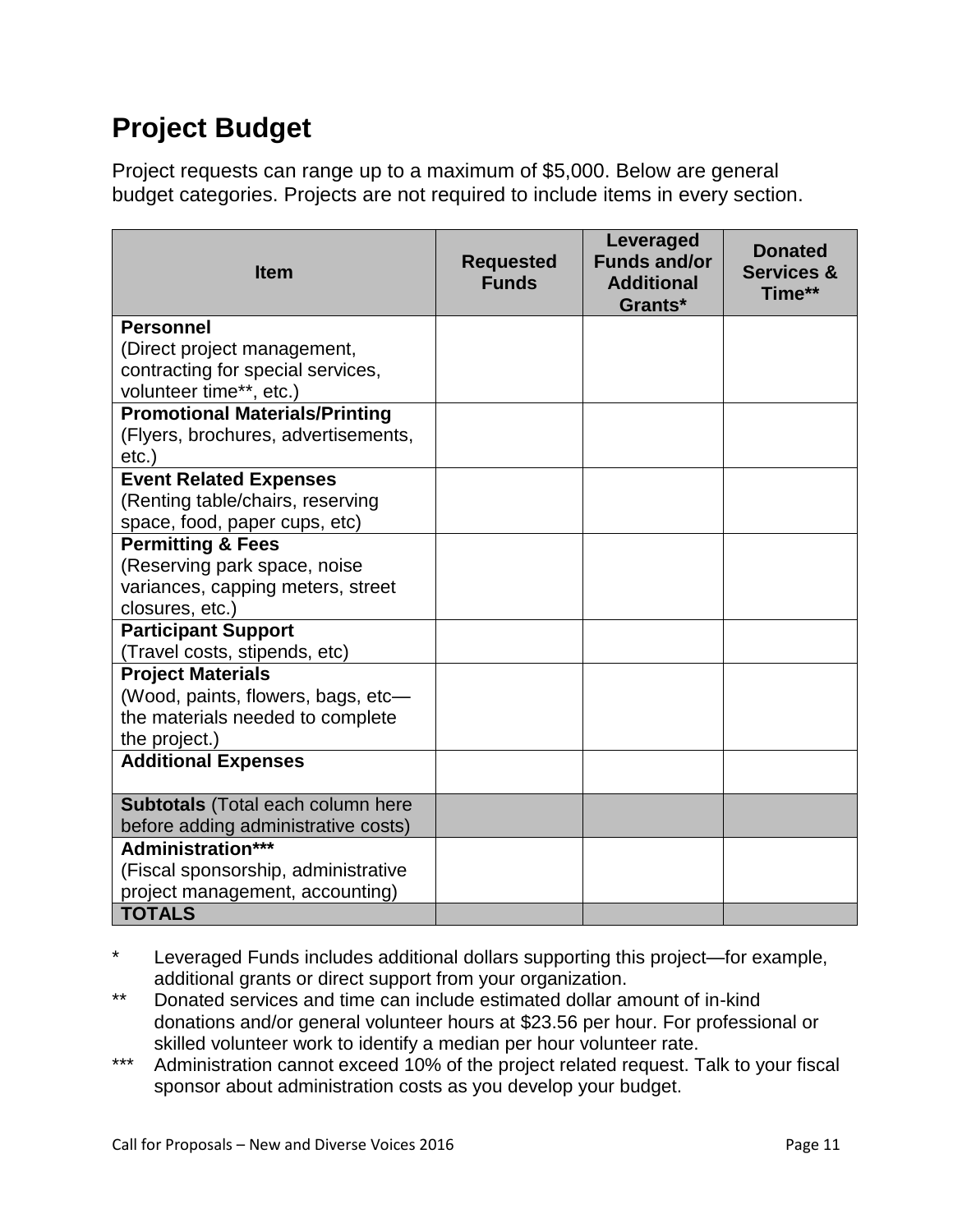# Project Budget

Project requests can range up to a maximum of $5,000. Below are general budget categories. Projects are not required to include items in every section.

| Item | Requested Funds | Leveraged Funds and/or Additional Grants* | Donated Services & Time** |
|---|---|---|---|
| **Personnel** (Direct project management, contracting for special services, volunteer time**, etc.) | | | |
| **Promotional Materials/Printing** (Flyers, brochures, advertisements, etc.) | | | |
| **Event Related Expenses** (Renting table/chairs, reserving space, food, paper cups, etc) | | | |
| **Permitting & Fees** (Reserving park space, noise variances, capping meters, street closures, etc.) | | | |
| **Participant Support** (Travel costs, stipends, etc) | | | |
| **Project Materials** (Wood, paints, flowers, bags, etc—the materials needed to complete the project.) | | | |
| **Additional Expenses** | | | |
| **Subtotals** (Total each column here before adding administrative costs) | | | |
| **Administration***** (Fiscal sponsorship, administrative project management, accounting) | | | |
| **TOTALS** | | | |

\* Leveraged Funds includes additional dollars supporting this project—for example, additional grants or direct support from your organization.

\*\* Donated services and time can include estimated dollar amount of in-kind donations and/or general volunteer hours at $23.56 per hour. For professional or skilled volunteer work to identify a median per hour volunteer rate.

\*\*\* Administration cannot exceed 10% of the project related request. Talk to your fiscal sponsor about administration costs as you develop your budget.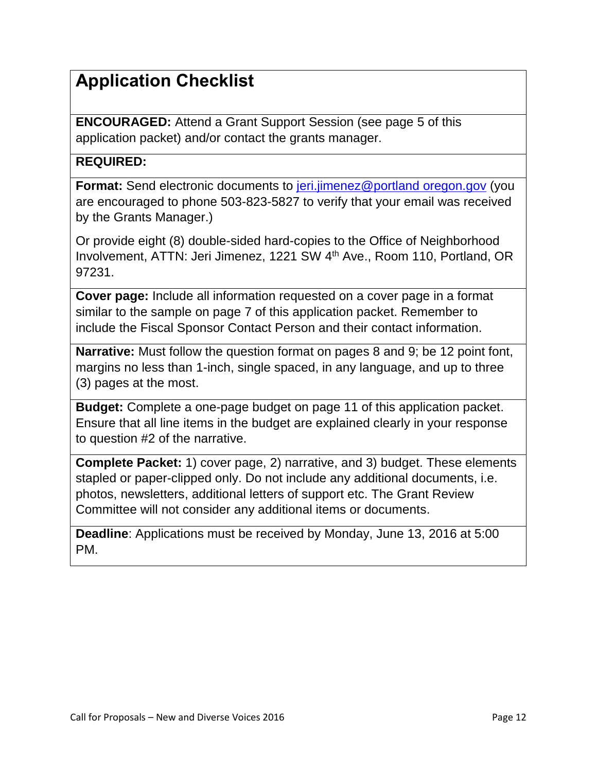# Application Checklist

**ENCOURAGED:** Attend a Grant Support Session (see page 5 of this application packet) and/or contact the grants manager.

**REQUIRED:**

**Format:** Send electronic documents to jeri.jimenez@portland oregon.gov (you are encouraged to phone 503-823-5827 to verify that your email was received by the Grants Manager.)

Or provide eight (8) double-sided hard-copies to the Office of Neighborhood Involvement, ATTN: Jeri Jimenez, 1221 SW 4th Ave., Room 110, Portland, OR 97231.

**Cover page:** Include all information requested on a cover page in a format similar to the sample on page 7 of this application packet. Remember to include the Fiscal Sponsor Contact Person and their contact information.

**Narrative:** Must follow the question format on pages 8 and 9; be 12 point font, margins no less than 1-inch, single spaced, in any language, and up to three (3) pages at the most.

**Budget:** Complete a one-page budget on page 11 of this application packet. Ensure that all line items in the budget are explained clearly in your response to question #2 of the narrative.

**Complete Packet:** 1) cover page, 2) narrative, and 3) budget. These elements stapled or paper-clipped only. Do not include any additional documents, i.e. photos, newsletters, additional letters of support etc. The Grant Review Committee will not consider any additional items or documents.

**Deadline**: Applications must be received by Monday, June 13, 2016 at 5:00 PM.